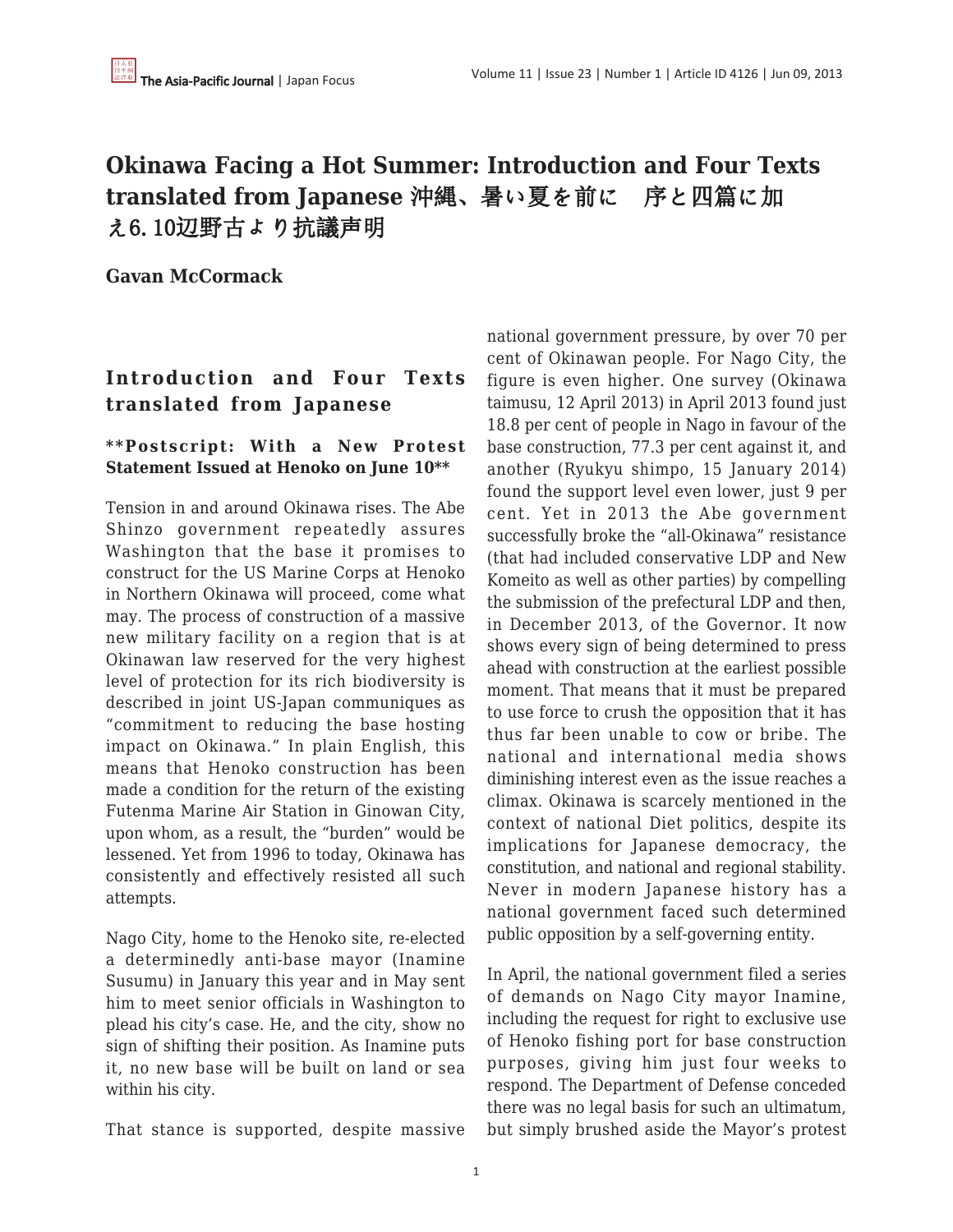# Okinawa Facing a Hot Summer: Introduction and Four Texts translated from Japanese 沖縄、暑い夏を前に　序と四篇に加え6. 10辺野古より抗議声明

**Gavan McCormack**

## Introduction and Four Texts translated from Japanese

**\*\*Postscript: With a New Protest Statement Issued at Henoko on June 10\*\***

Tension in and around Okinawa rises. The Abe Shinzo government repeatedly assures Washington that the base it promises to construct for the US Marine Corps at Henoko in Northern Okinawa will proceed, come what may. The process of construction of a massive new military facility on a region that is at Okinawan law reserved for the very highest level of protection for its rich biodiversity is described in joint US-Japan communiques as "commitment to reducing the base hosting impact on Okinawa." In plain English, this means that Henoko construction has been made a condition for the return of the existing Futenma Marine Air Station in Ginowan City, upon whom, as a result, the "burden" would be lessened. Yet from 1996 to today, Okinawa has consistently and effectively resisted all such attempts.

Nago City, home to the Henoko site, re-elected a determinedly anti-base mayor (Inamine Susumu) in January this year and in May sent him to meet senior officials in Washington to plead his city's case. He, and the city, show no sign of shifting their position. As Inamine puts it, no new base will be built on land or sea within his city.

That stance is supported, despite massive national government pressure, by over 70 per cent of Okinawan people. For Nago City, the figure is even higher. One survey (Okinawa taimusu, 12 April 2013) in April 2013 found just 18.8 per cent of people in Nago in favour of the base construction, 77.3 per cent against it, and another (Ryukyu shimpo, 15 January 2014) found the support level even lower, just 9 per cent. Yet in 2013 the Abe government successfully broke the "all-Okinawa" resistance (that had included conservative LDP and New Komeito as well as other parties) by compelling the submission of the prefectural LDP and then, in December 2013, of the Governor. It now shows every sign of being determined to press ahead with construction at the earliest possible moment. That means that it must be prepared to use force to crush the opposition that it has thus far been unable to cow or bribe. The national and international media shows diminishing interest even as the issue reaches a climax. Okinawa is scarcely mentioned in the context of national Diet politics, despite its implications for Japanese democracy, the constitution, and national and regional stability. Never in modern Japanese history has a national government faced such determined public opposition by a self-governing entity.

In April, the national government filed a series of demands on Nago City mayor Inamine, including the request for right to exclusive use of Henoko fishing port for base construction purposes, giving him just four weeks to respond. The Department of Defense conceded there was no legal basis for such an ultimatum, but simply brushed aside the Mayor's protest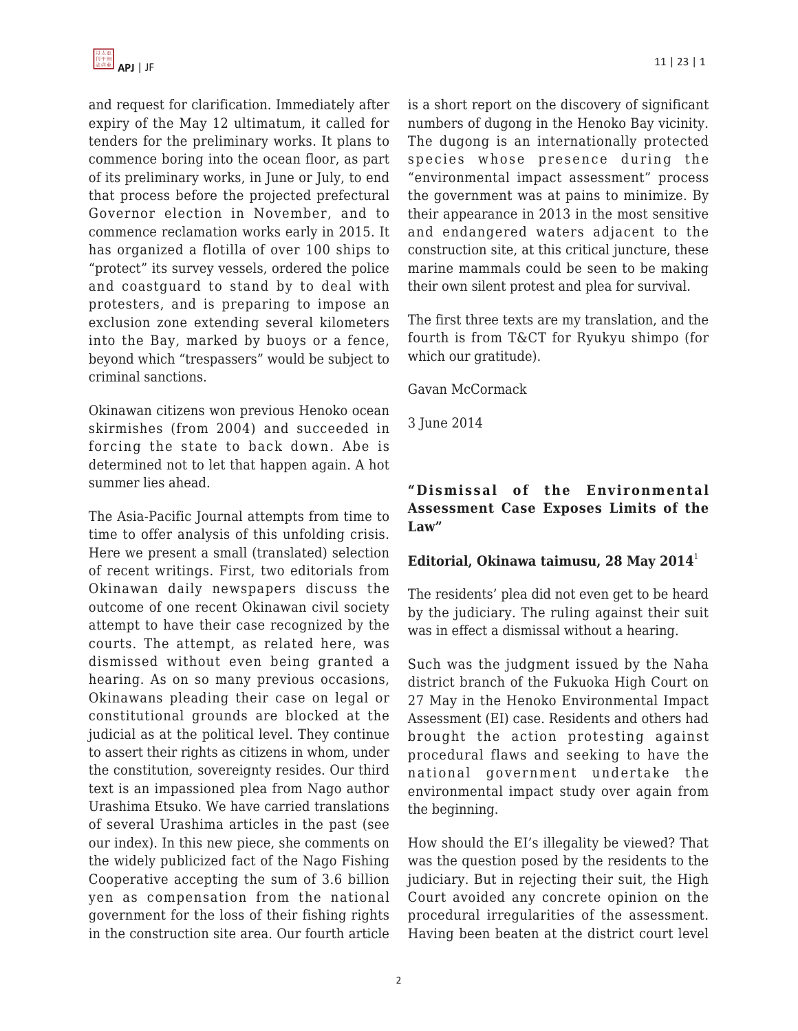and request for clarification. Immediately after expiry of the May 12 ultimatum, it called for tenders for the preliminary works. It plans to commence boring into the ocean floor, as part of its preliminary works, in June or July, to end that process before the projected prefectural Governor election in November, and to commence reclamation works early in 2015. It has organized a flotilla of over 100 ships to "protect" its survey vessels, ordered the police and coastguard to stand by to deal with protesters, and is preparing to impose an exclusion zone extending several kilometers into the Bay, marked by buoys or a fence, beyond which "trespassers" would be subject to criminal sanctions.

Okinawan citizens won previous Henoko ocean skirmishes (from 2004) and succeeded in forcing the state to back down. Abe is determined not to let that happen again. A hot summer lies ahead.

The Asia-Pacific Journal attempts from time to time to offer analysis of this unfolding crisis. Here we present a small (translated) selection of recent writings. First, two editorials from Okinawan daily newspapers discuss the outcome of one recent Okinawan civil society attempt to have their case recognized by the courts. The attempt, as related here, was dismissed without even being granted a hearing. As on so many previous occasions, Okinawans pleading their case on legal or constitutional grounds are blocked at the judicial as at the political level. They continue to assert their rights as citizens in whom, under the constitution, sovereignty resides. Our third text is an impassioned plea from Nago author Urashima Etsuko. We have carried translations of several Urashima articles in the past (see our index). In this new piece, she comments on the widely publicized fact of the Nago Fishing Cooperative accepting the sum of 3.6 billion yen as compensation from the national government for the loss of their fishing rights in the construction site area. Our fourth article is a short report on the discovery of significant numbers of dugong in the Henoko Bay vicinity. The dugong is an internationally protected species whose presence during the "environmental impact assessment" process the government was at pains to minimize. By their appearance in 2013 in the most sensitive and endangered waters adjacent to the construction site, at this critical juncture, these marine mammals could be seen to be making their own silent protest and plea for survival.

The first three texts are my translation, and the fourth is from T&CT for Ryukyu shimpo (for which our gratitude).

Gavan McCormack

3 June 2014

### "Dismissal of the Environmental Assessment Case Exposes Limits of the Law"

**Editorial, Okinawa taimusu, 28 May 2014**[1]

The residents' plea did not even get to be heard by the judiciary. The ruling against their suit was in effect a dismissal without a hearing.

Such was the judgment issued by the Naha district branch of the Fukuoka High Court on 27 May in the Henoko Environmental Impact Assessment (EI) case. Residents and others had brought the action protesting against procedural flaws and seeking to have the national government undertake the environmental impact study over again from the beginning.

How should the EI's illegality be viewed? That was the question posed by the residents to the judiciary. But in rejecting their suit, the High Court avoided any concrete opinion on the procedural irregularities of the assessment. Having been beaten at the district court level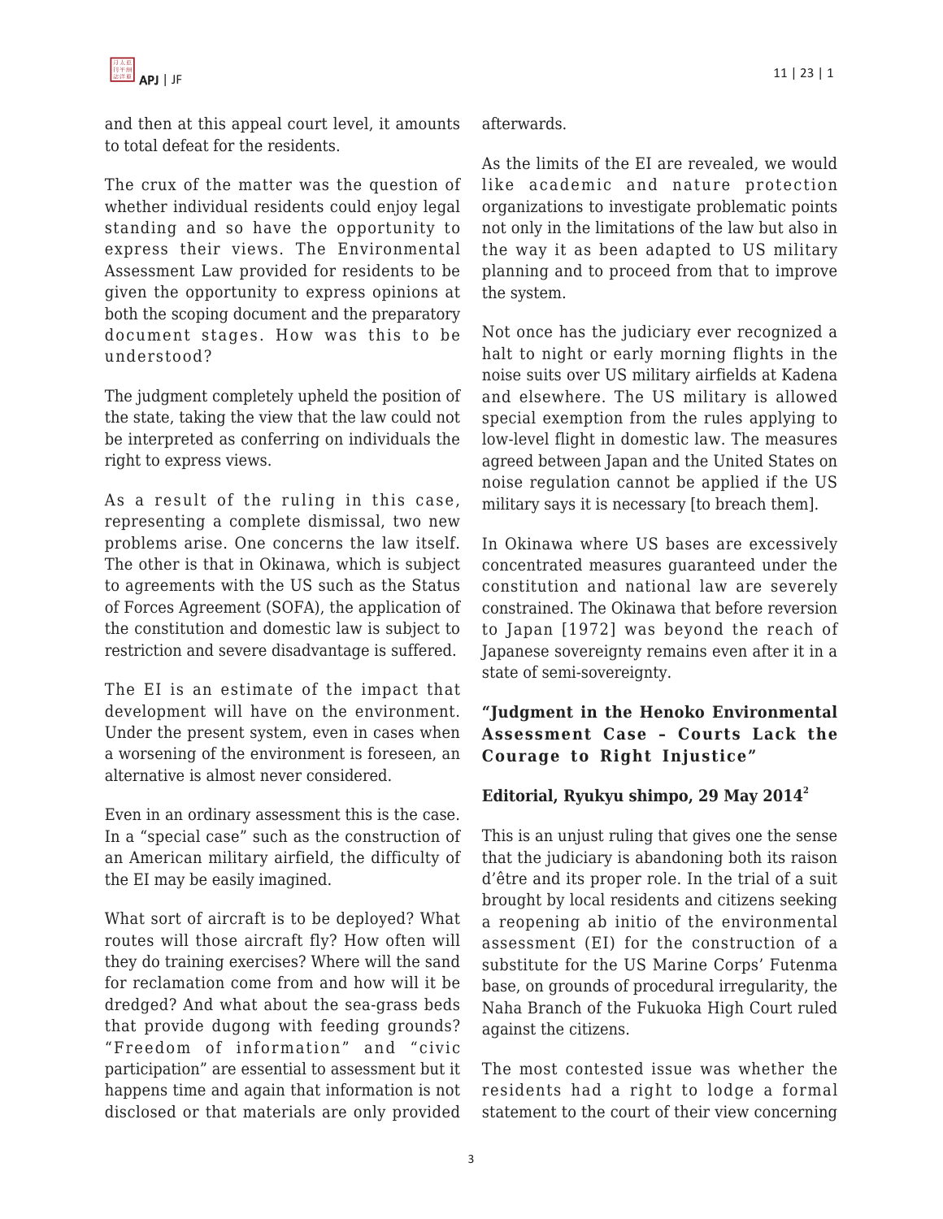and then at this appeal court level, it amounts to total defeat for the residents.

The crux of the matter was the question of whether individual residents could enjoy legal standing and so have the opportunity to express their views. The Environmental Assessment Law provided for residents to be given the opportunity to express opinions at both the scoping document and the preparatory document stages. How was this to be understood?

The judgment completely upheld the position of the state, taking the view that the law could not be interpreted as conferring on individuals the right to express views.

As a result of the ruling in this case, representing a complete dismissal, two new problems arise. One concerns the law itself. The other is that in Okinawa, which is subject to agreements with the US such as the Status of Forces Agreement (SOFA), the application of the constitution and domestic law is subject to restriction and severe disadvantage is suffered.

The EI is an estimate of the impact that development will have on the environment. Under the present system, even in cases when a worsening of the environment is foreseen, an alternative is almost never considered.

Even in an ordinary assessment this is the case. In a "special case" such as the construction of an American military airfield, the difficulty of the EI may be easily imagined.

What sort of aircraft is to be deployed? What routes will those aircraft fly? How often will they do training exercises? Where will the sand for reclamation come from and how will it be dredged? And what about the sea-grass beds that provide dugong with feeding grounds? "Freedom of information" and "civic participation" are essential to assessment but it happens time and again that information is not disclosed or that materials are only provided afterwards.

As the limits of the EI are revealed, we would like academic and nature protection organizations to investigate problematic points not only in the limitations of the law but also in the way it as been adapted to US military planning and to proceed from that to improve the system.

Not once has the judiciary ever recognized a halt to night or early morning flights in the noise suits over US military airfields at Kadena and elsewhere. The US military is allowed special exemption from the rules applying to low-level flight in domestic law. The measures agreed between Japan and the United States on noise regulation cannot be applied if the US military says it is necessary [to breach them].

In Okinawa where US bases are excessively concentrated measures guaranteed under the constitution and national law are severely constrained. The Okinawa that before reversion to Japan [1972] was beyond the reach of Japanese sovereignty remains even after it in a state of semi-sovereignty.

### "Judgment in the Henoko Environmental Assessment Case – Courts Lack the Courage to Right Injustice"

**Editorial, Ryukyu shimpo, 29 May 2014**[2]

This is an unjust ruling that gives one the sense that the judiciary is abandoning both its raison d'être and its proper role. In the trial of a suit brought by local residents and citizens seeking a reopening ab initio of the environmental assessment (EI) for the construction of a substitute for the US Marine Corps' Futenma base, on grounds of procedural irregularity, the Naha Branch of the Fukuoka High Court ruled against the citizens.

The most contested issue was whether the residents had a right to lodge a formal statement to the court of their view concerning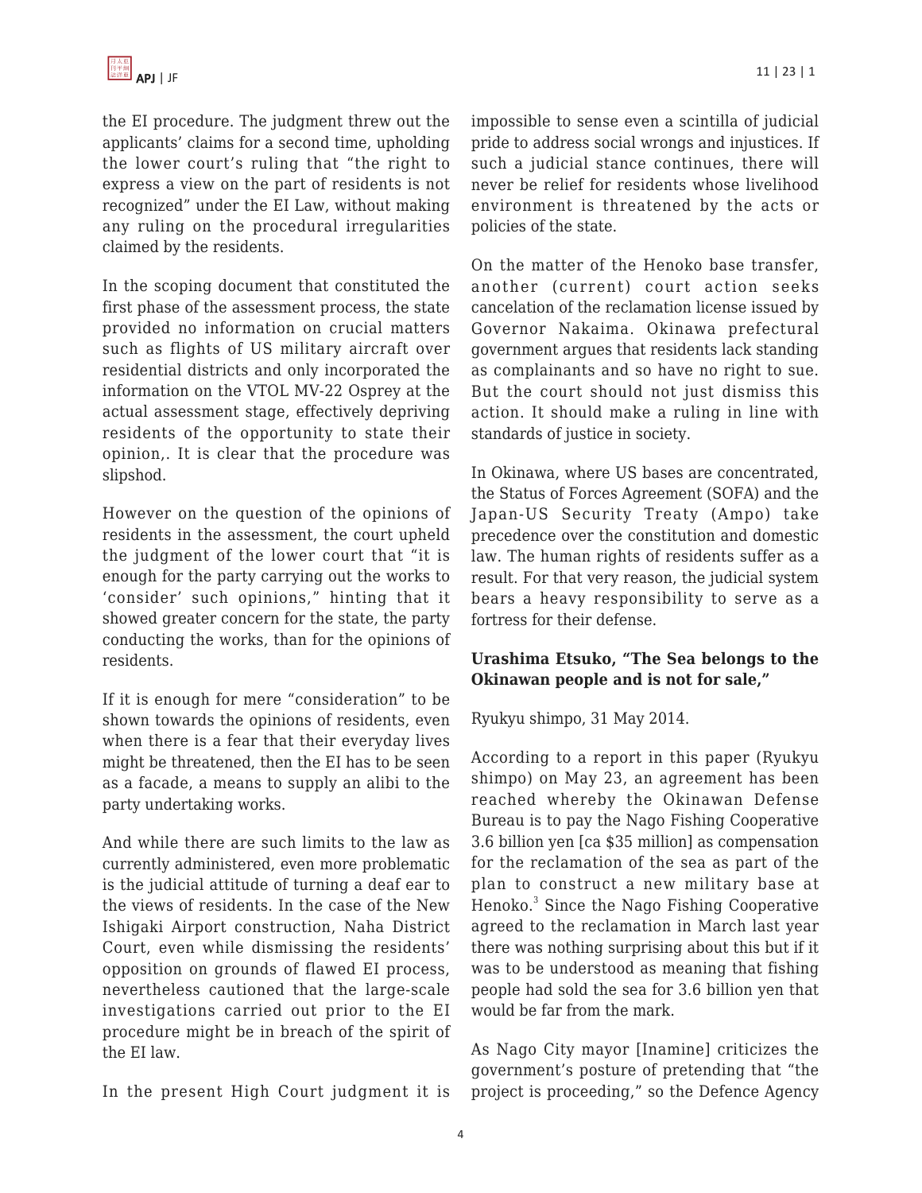the EI procedure. The judgment threw out the applicants' claims for a second time, upholding the lower court's ruling that "the right to express a view on the part of residents is not recognized" under the EI Law, without making any ruling on the procedural irregularities claimed by the residents.

In the scoping document that constituted the first phase of the assessment process, the state provided no information on crucial matters such as flights of US military aircraft over residential districts and only incorporated the information on the VTOL MV-22 Osprey at the actual assessment stage, effectively depriving residents of the opportunity to state their opinion,. It is clear that the procedure was slipshod.

However on the question of the opinions of residents in the assessment, the court upheld the judgment of the lower court that "it is enough for the party carrying out the works to 'consider' such opinions," hinting that it showed greater concern for the state, the party conducting the works, than for the opinions of residents.

If it is enough for mere "consideration" to be shown towards the opinions of residents, even when there is a fear that their everyday lives might be threatened, then the EI has to be seen as a facade, a means to supply an alibi to the party undertaking works.

And while there are such limits to the law as currently administered, even more problematic is the judicial attitude of turning a deaf ear to the views of residents. In the case of the New Ishigaki Airport construction, Naha District Court, even while dismissing the residents' opposition on grounds of flawed EI process, nevertheless cautioned that the large-scale investigations carried out prior to the EI procedure might be in breach of the spirit of the EI law.

In the present High Court judgment it is impossible to sense even a scintilla of judicial pride to address social wrongs and injustices. If such a judicial stance continues, there will never be relief for residents whose livelihood environment is threatened by the acts or policies of the state.

On the matter of the Henoko base transfer, another (current) court action seeks cancelation of the reclamation license issued by Governor Nakaima. Okinawa prefectural government argues that residents lack standing as complainants and so have no right to sue. But the court should not just dismiss this action. It should make a ruling in line with standards of justice in society.

In Okinawa, where US bases are concentrated, the Status of Forces Agreement (SOFA) and the Japan-US Security Treaty (Ampo) take precedence over the constitution and domestic law. The human rights of residents suffer as a result. For that very reason, the judicial system bears a heavy responsibility to serve as a fortress for their defense.

**Urashima Etsuko, "The Sea belongs to the Okinawan people and is not for sale,"**

Ryukyu shimpo, 31 May 2014.

According to a report in this paper (Ryukyu shimpo) on May 23, an agreement has been reached whereby the Okinawan Defense Bureau is to pay the Nago Fishing Cooperative 3.6 billion yen [ca $35 million] as compensation for the reclamation of the sea as part of the plan to construct a new military base at Henoko.[3] Since the Nago Fishing Cooperative agreed to the reclamation in March last year there was nothing surprising about this but if it was to be understood as meaning that fishing people had sold the sea for 3.6 billion yen that would be far from the mark.

As Nago City mayor [Inamine] criticizes the government's posture of pretending that "the project is proceeding," so the Defence Agency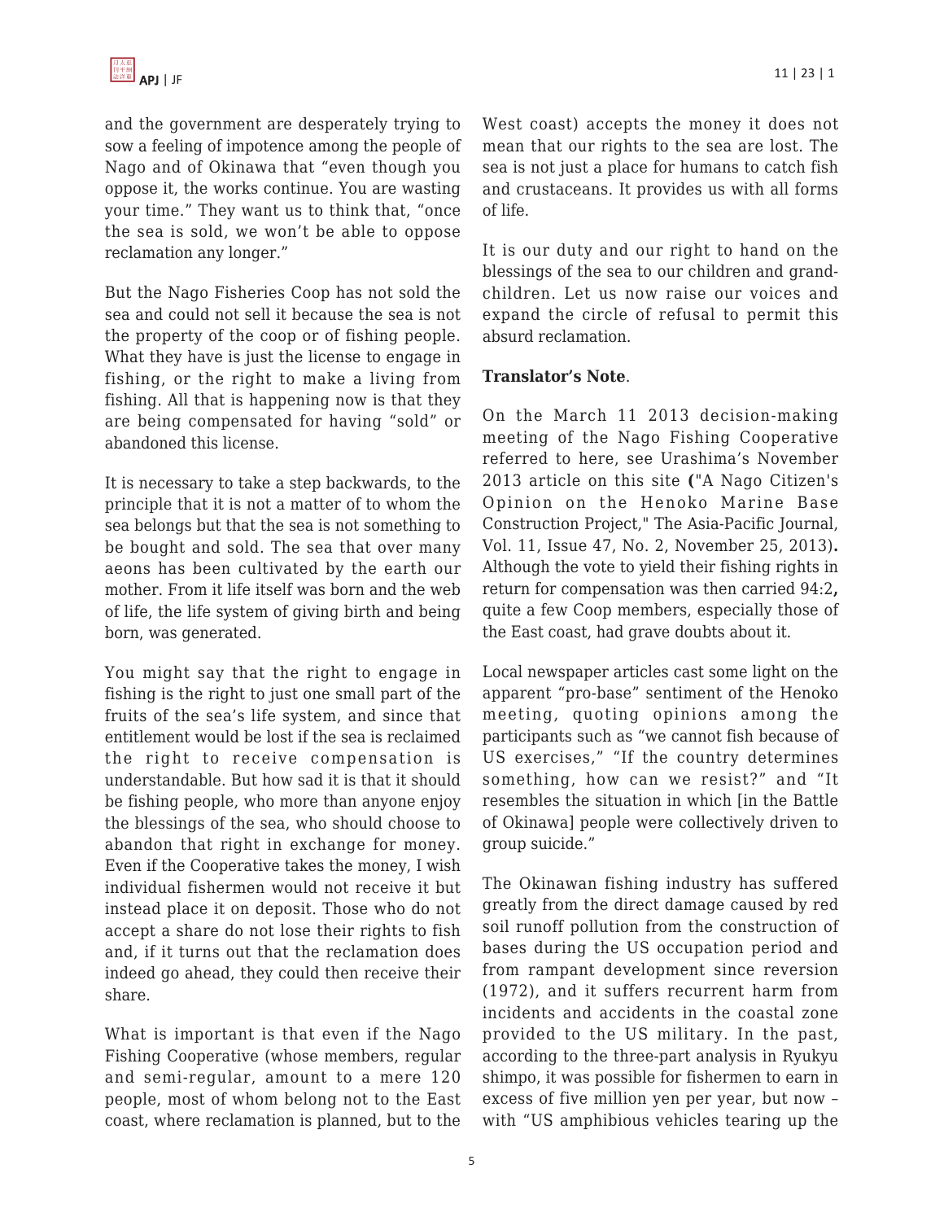and the government are desperately trying to sow a feeling of impotence among the people of Nago and of Okinawa that “even though you oppose it, the works continue. You are wasting your time.” They want us to think that, “once the sea is sold, we won’t be able to oppose reclamation any longer.”

But the Nago Fisheries Coop has not sold the sea and could not sell it because the sea is not the property of the coop or of fishing people. What they have is just the license to engage in fishing, or the right to make a living from fishing. All that is happening now is that they are being compensated for having “sold” or abandoned this license.

It is necessary to take a step backwards, to the principle that it is not a matter of to whom the sea belongs but that the sea is not something to be bought and sold. The sea that over many aeons has been cultivated by the earth our mother. From it life itself was born and the web of life, the life system of giving birth and being born, was generated.

You might say that the right to engage in fishing is the right to just one small part of the fruits of the sea’s life system, and since that entitlement would be lost if the sea is reclaimed the right to receive compensation is understandable. But how sad it is that it should be fishing people, who more than anyone enjoy the blessings of the sea, who should choose to abandon that right in exchange for money. Even if the Cooperative takes the money, I wish individual fishermen would not receive it but instead place it on deposit. Those who do not accept a share do not lose their rights to fish and, if it turns out that the reclamation does indeed go ahead, they could then receive their share.

What is important is that even if the Nago Fishing Cooperative (whose members, regular and semi-regular, amount to a mere 120 people, most of whom belong not to the East coast, where reclamation is planned, but to the West coast) accepts the money it does not mean that our rights to the sea are lost. The sea is not just a place for humans to catch fish and crustaceans. It provides us with all forms of life.

It is our duty and our right to hand on the blessings of the sea to our children and grandchildren. Let us now raise our voices and expand the circle of refusal to permit this absurd reclamation.

**Translator’s Note**.

On the March 11 2013 decision-making meeting of the Nago Fishing Cooperative referred to here, see Urashima’s November 2013 article on this site **(**"A Nago Citizen's Opinion on the Henoko Marine Base Construction Project," The Asia-Pacific Journal, Vol. 11, Issue 47, No. 2, November 25, 2013)**.** Although the vote to yield their fishing rights in return for compensation was then carried 94:2**,** quite a few Coop members, especially those of the East coast, had grave doubts about it.

Local newspaper articles cast some light on the apparent “pro-base” sentiment of the Henoko meeting, quoting opinions among the participants such as “we cannot fish because of US exercises,” “If the country determines something, how can we resist?” and “It resembles the situation in which [in the Battle of Okinawa] people were collectively driven to group suicide.”

The Okinawan fishing industry has suffered greatly from the direct damage caused by red soil runoff pollution from the construction of bases during the US occupation period and from rampant development since reversion (1972), and it suffers recurrent harm from incidents and accidents in the coastal zone provided to the US military. In the past, according to the three-part analysis in Ryukyu shimpo, it was possible for fishermen to earn in excess of five million yen per year, but now – with “US amphibious vehicles tearing up the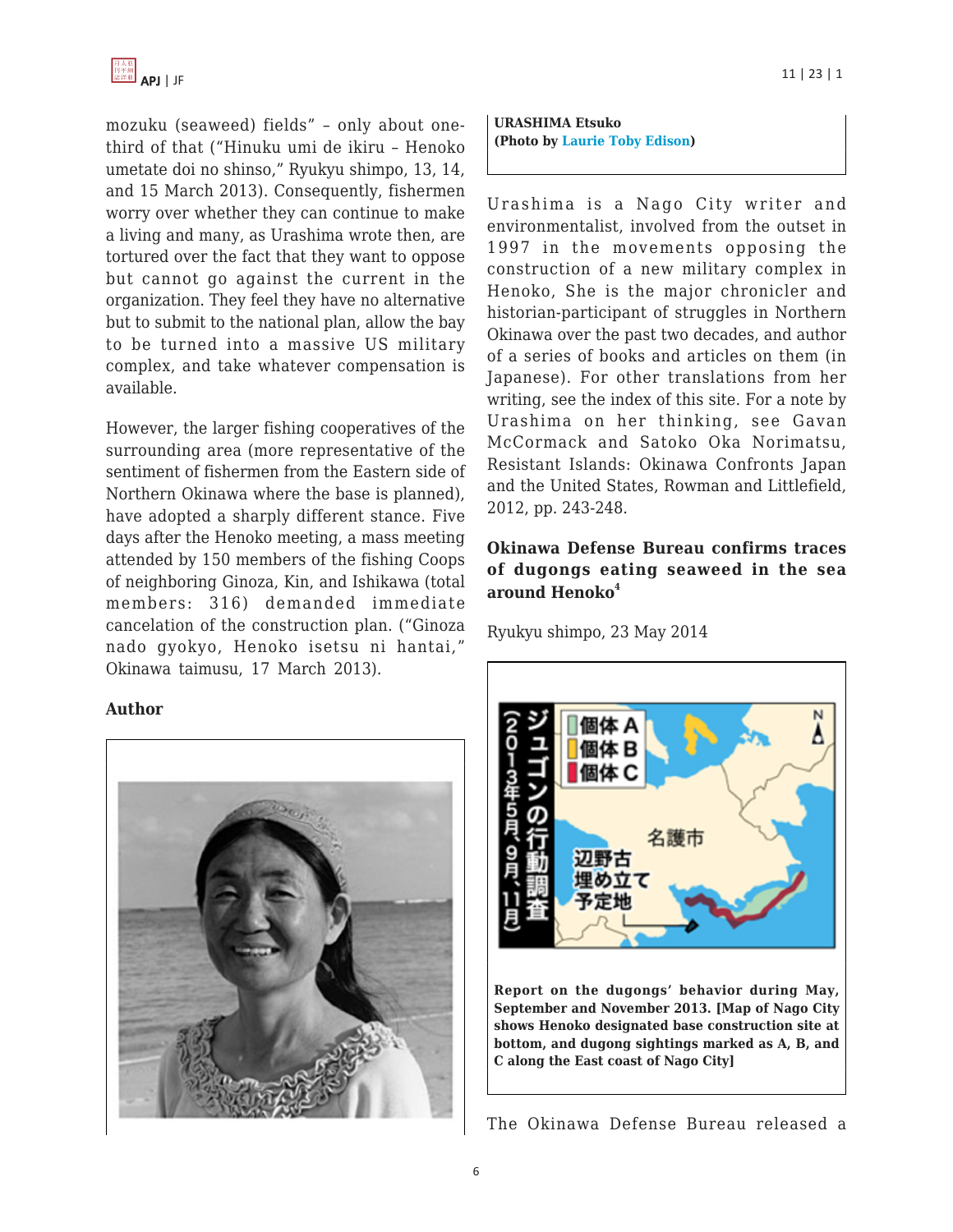mozuku (seaweed) fields" – only about one-third of that ("Hinuku umi de ikiru – Henoko umetate doi no shinso," Ryukyu shimpo, 13, 14, and 15 March 2013). Consequently, fishermen worry over whether they can continue to make a living and many, as Urashima wrote then, are tortured over the fact that they want to oppose but cannot go against the current in the organization. They feel they have no alternative but to submit to the national plan, allow the bay to be turned into a massive US military complex, and take whatever compensation is available.

However, the larger fishing cooperatives of the surrounding area (more representative of the sentiment of fishermen from the Eastern side of Northern Okinawa where the base is planned), have adopted a sharply different stance. Five days after the Henoko meeting, a mass meeting attended by 150 members of the fishing Coops of neighboring Ginoza, Kin, and Ishikawa (total members: 316) demanded immediate cancelation of the construction plan. ("Ginoza nado gyokyo, Henoko isetsu ni hantai," Okinawa taimusu, 17 March 2013).

**Author**

**URASHIMA Etsuko**
**(Photo by Laurie Toby Edison)**

Urashima is a Nago City writer and environmentalist, involved from the outset in 1997 in the movements opposing the construction of a new military complex in Henoko, She is the major chronicler and historian-participant of struggles in Northern Okinawa over the past two decades, and author of a series of books and articles on them (in Japanese). For other translations from her writing, see the index of this site. For a note by Urashima on her thinking, see Gavan McCormack and Satoko Oka Norimatsu, Resistant Islands: Okinawa Confronts Japan and the United States, Rowman and Littlefield, 2012, pp. 243-248.

## Okinawa Defense Bureau confirms traces of dugongs eating seaweed in the sea around Henoko[4]

Ryukyu shimpo, 23 May 2014

**Report on the dugongs' behavior during May, September and November 2013. [Map of Nago City shows Henoko designated base construction site at bottom, and dugong sightings marked as A, B, and C along the East coast of Nago City]**

The Okinawa Defense Bureau released a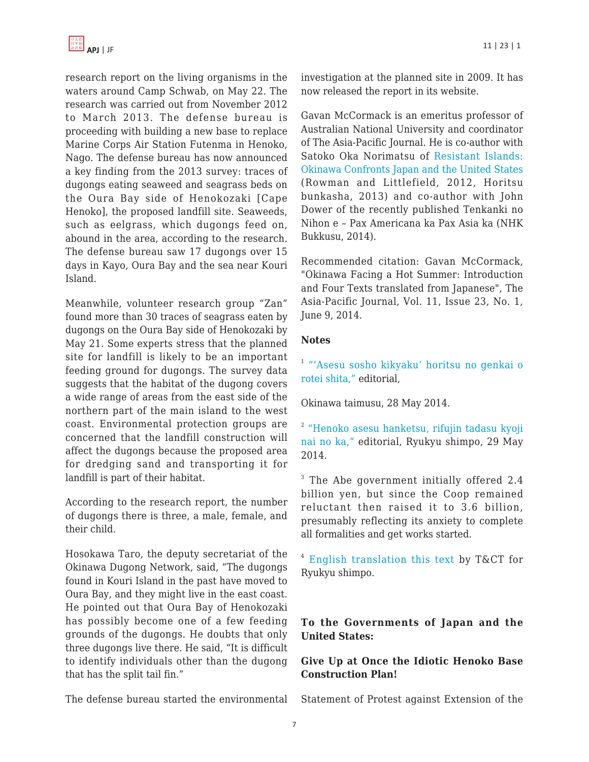research report on the living organisms in the waters around Camp Schwab, on May 22. The research was carried out from November 2012 to March 2013. The defense bureau is proceeding with building a new base to replace Marine Corps Air Station Futenma in Henoko, Nago. The defense bureau has now announced a key finding from the 2013 survey: traces of dugongs eating seaweed and seagrass beds on the Oura Bay side of Henokozaki [Cape Henoko], the proposed landfill site. Seaweeds, such as eelgrass, which dugongs feed on, abound in the area, according to the research. The defense bureau saw 17 dugongs over 15 days in Kayo, Oura Bay and the sea near Kouri Island.

Meanwhile, volunteer research group "Zan" found more than 30 traces of seagrass eaten by dugongs on the Oura Bay side of Henokozaki by May 21. Some experts stress that the planned site for landfill is likely to be an important feeding ground for dugongs. The survey data suggests that the habitat of the dugong covers a wide range of areas from the east side of the northern part of the main island to the west coast. Environmental protection groups are concerned that the landfill construction will affect the dugongs because the proposed area for dredging sand and transporting it for landfill is part of their habitat.

According to the research report, the number of dugongs there is three, a male, female, and their child.

Hosokawa Taro, the deputy secretariat of the Okinawa Dugong Network, said, "The dugongs found in Kouri Island in the past have moved to Oura Bay, and they might live in the east coast. He pointed out that Oura Bay of Henokozaki has possibly become one of a few feeding grounds of the dugongs. He doubts that only three dugongs live there. He said, "It is difficult to identify individuals other than the dugong that has the split tail fin."

The defense bureau started the environmental investigation at the planned site in 2009. It has now released the report in its website.

Gavan McCormack is an emeritus professor of Australian National University and coordinator of The Asia-Pacific Journal. He is co-author with Satoko Oka Norimatsu of Resistant Islands: Okinawa Confronts Japan and the United States (Rowman and Littlefield, 2012, Horitsu bunkasha, 2013) and co-author with John Dower of the recently published Tenkanki no Nihon e – Pax Americana ka Pax Asia ka (NHK Bukkusu, 2014).

Recommended citation: Gavan McCormack, "Okinawa Facing a Hot Summer: Introduction and Four Texts translated from Japanese", The Asia-Pacific Journal, Vol. 11, Issue 23, No. 1, June 9, 2014.

## Notes

[1] "'Asesu sosho kikyaku' horitsu no genkai o rotei shita," editorial,

Okinawa taimusu, 28 May 2014.

[2] "Henoko asesu hanketsu, rifujin tadasu kyoji nai no ka," editorial, Ryukyu shimpo, 29 May 2014.

[3] The Abe government initially offered 2.4 billion yen, but since the Coop remained reluctant then raised it to 3.6 billion, presumably reflecting its anxiety to complete all formalities and get works started.

[4] English translation this text by T&CT for Ryukyu shimpo.

**To the Governments of Japan and the United States:**

**Give Up at Once the Idiotic Henoko Base Construction Plan!**

Statement of Protest against Extension of the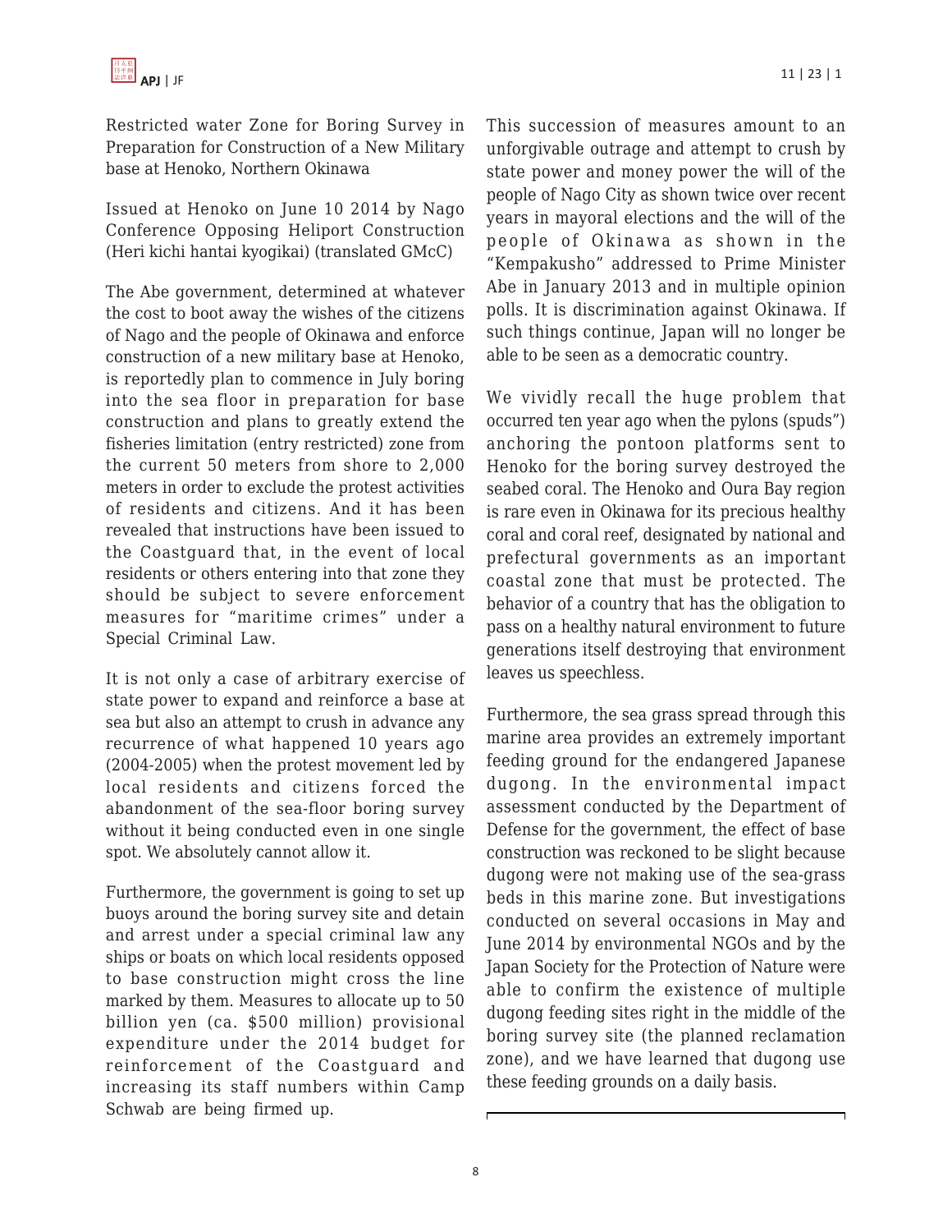Restricted water Zone for Boring Survey in Preparation for Construction of a New Military base at Henoko, Northern Okinawa

Issued at Henoko on June 10 2014 by Nago Conference Opposing Heliport Construction (Heri kichi hantai kyogikai) (translated GMcC)

The Abe government, determined at whatever the cost to boot away the wishes of the citizens of Nago and the people of Okinawa and enforce construction of a new military base at Henoko, is reportedly plan to commence in July boring into the sea floor in preparation for base construction and plans to greatly extend the fisheries limitation (entry restricted) zone from the current 50 meters from shore to 2,000 meters in order to exclude the protest activities of residents and citizens. And it has been revealed that instructions have been issued to the Coastguard that, in the event of local residents or others entering into that zone they should be subject to severe enforcement measures for "maritime crimes" under a Special Criminal Law.

It is not only a case of arbitrary exercise of state power to expand and reinforce a base at sea but also an attempt to crush in advance any recurrence of what happened 10 years ago (2004-2005) when the protest movement led by local residents and citizens forced the abandonment of the sea-floor boring survey without it being conducted even in one single spot. We absolutely cannot allow it.

Furthermore, the government is going to set up buoys around the boring survey site and detain and arrest under a special criminal law any ships or boats on which local residents opposed to base construction might cross the line marked by them. Measures to allocate up to 50 billion yen (ca. $500 million) provisional expenditure under the 2014 budget for reinforcement of the Coastguard and increasing its staff numbers within Camp Schwab are being firmed up.

This succession of measures amount to an unforgivable outrage and attempt to crush by state power and money power the will of the people of Nago City as shown twice over recent years in mayoral elections and the will of the people of Okinawa as shown in the "Kempakusho" addressed to Prime Minister Abe in January 2013 and in multiple opinion polls. It is discrimination against Okinawa. If such things continue, Japan will no longer be able to be seen as a democratic country.

We vividly recall the huge problem that occurred ten year ago when the pylons (spuds") anchoring the pontoon platforms sent to Henoko for the boring survey destroyed the seabed coral. The Henoko and Oura Bay region is rare even in Okinawa for its precious healthy coral and coral reef, designated by national and prefectural governments as an important coastal zone that must be protected. The behavior of a country that has the obligation to pass on a healthy natural environment to future generations itself destroying that environment leaves us speechless.

Furthermore, the sea grass spread through this marine area provides an extremely important feeding ground for the endangered Japanese dugong. In the environmental impact assessment conducted by the Department of Defense for the government, the effect of base construction was reckoned to be slight because dugong were not making use of the sea-grass beds in this marine zone. But investigations conducted on several occasions in May and June 2014 by environmental NGOs and by the Japan Society for the Protection of Nature were able to confirm the existence of multiple dugong feeding sites right in the middle of the boring survey site (the planned reclamation zone), and we have learned that dugong use these feeding grounds on a daily basis.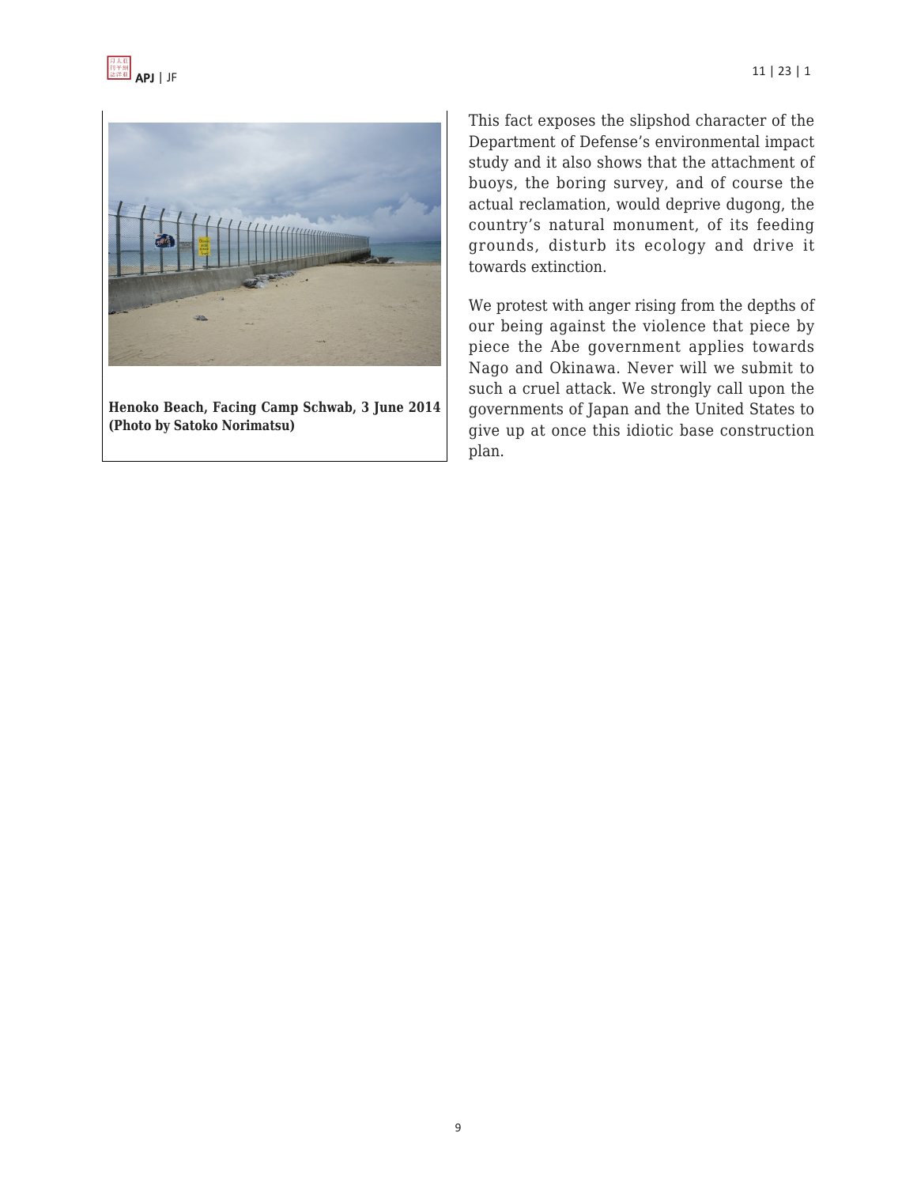Henoko Beach, Facing Camp Schwab, 3 June 2014 (Photo by Satoko Norimatsu)

This fact exposes the slipshod character of the Department of Defense's environmental impact study and it also shows that the attachment of buoys, the boring survey, and of course the actual reclamation, would deprive dugong, the country's natural monument, of its feeding grounds, disturb its ecology and drive it towards extinction.

We protest with anger rising from the depths of our being against the violence that piece by piece the Abe government applies towards Nago and Okinawa. Never will we submit to such a cruel attack. We strongly call upon the governments of Japan and the United States to give up at once this idiotic base construction plan.